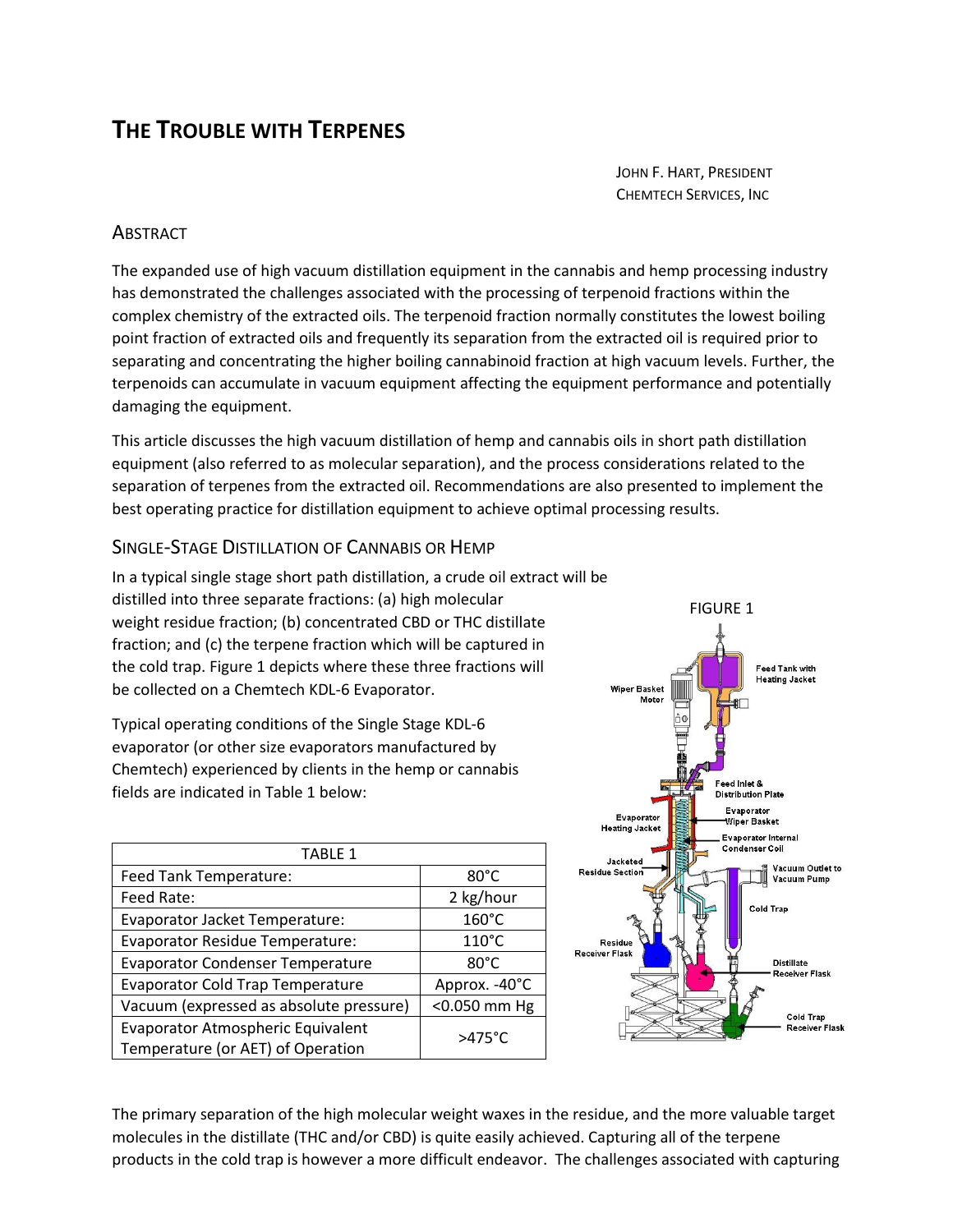# THE TROUBLE WITH TERPENES

JOHN F. HART, PRESIDENT
CHEMTECH SERVICES, INC

## ABSTRACT

The expanded use of high vacuum distillation equipment in the cannabis and hemp processing industry has demonstrated the challenges associated with the processing of terpenoid fractions within the complex chemistry of the extracted oils. The terpenoid fraction normally constitutes the lowest boiling point fraction of extracted oils and frequently its separation from the extracted oil is required prior to separating and concentrating the higher boiling cannabinoid fraction at high vacuum levels. Further, the terpenoids can accumulate in vacuum equipment affecting the equipment performance and potentially damaging the equipment.

This article discusses the high vacuum distillation of hemp and cannabis oils in short path distillation equipment (also referred to as molecular separation), and the process considerations related to the separation of terpenes from the extracted oil. Recommendations are also presented to implement the best operating practice for distillation equipment to achieve optimal processing results.

## SINGLE-STAGE DISTILLATION OF CANNABIS OR HEMP

In a typical single stage short path distillation, a crude oil extract will be distilled into three separate fractions: (a) high molecular weight residue fraction; (b) concentrated CBD or THC distillate fraction; and (c) the terpene fraction which will be captured in the cold trap. Figure 1 depicts where these three fractions will be collected on a Chemtech KDL-6 Evaporator.

Typical operating conditions of the Single Stage KDL-6 evaporator (or other size evaporators manufactured by Chemtech) experienced by clients in the hemp or cannabis fields are indicated in Table 1 below:

| TABLE 1 | |
|---|---|
| Feed Tank Temperature: | 80°C |
| Feed Rate: | 2 kg/hour |
| Evaporator Jacket Temperature: | 160°C |
| Evaporator Residue Temperature: | 110°C |
| Evaporator Condenser Temperature | 80°C |
| Evaporator Cold Trap Temperature | Approx. -40°C |
| Vacuum (expressed as absolute pressure) | <0.050 mm Hg |
| Evaporator Atmospheric Equivalent Temperature (or AET) of Operation | >475°C |

FIGURE 1

The primary separation of the high molecular weight waxes in the residue, and the more valuable target molecules in the distillate (THC and/or CBD) is quite easily achieved. Capturing all of the terpene products in the cold trap is however a more difficult endeavor. The challenges associated with capturing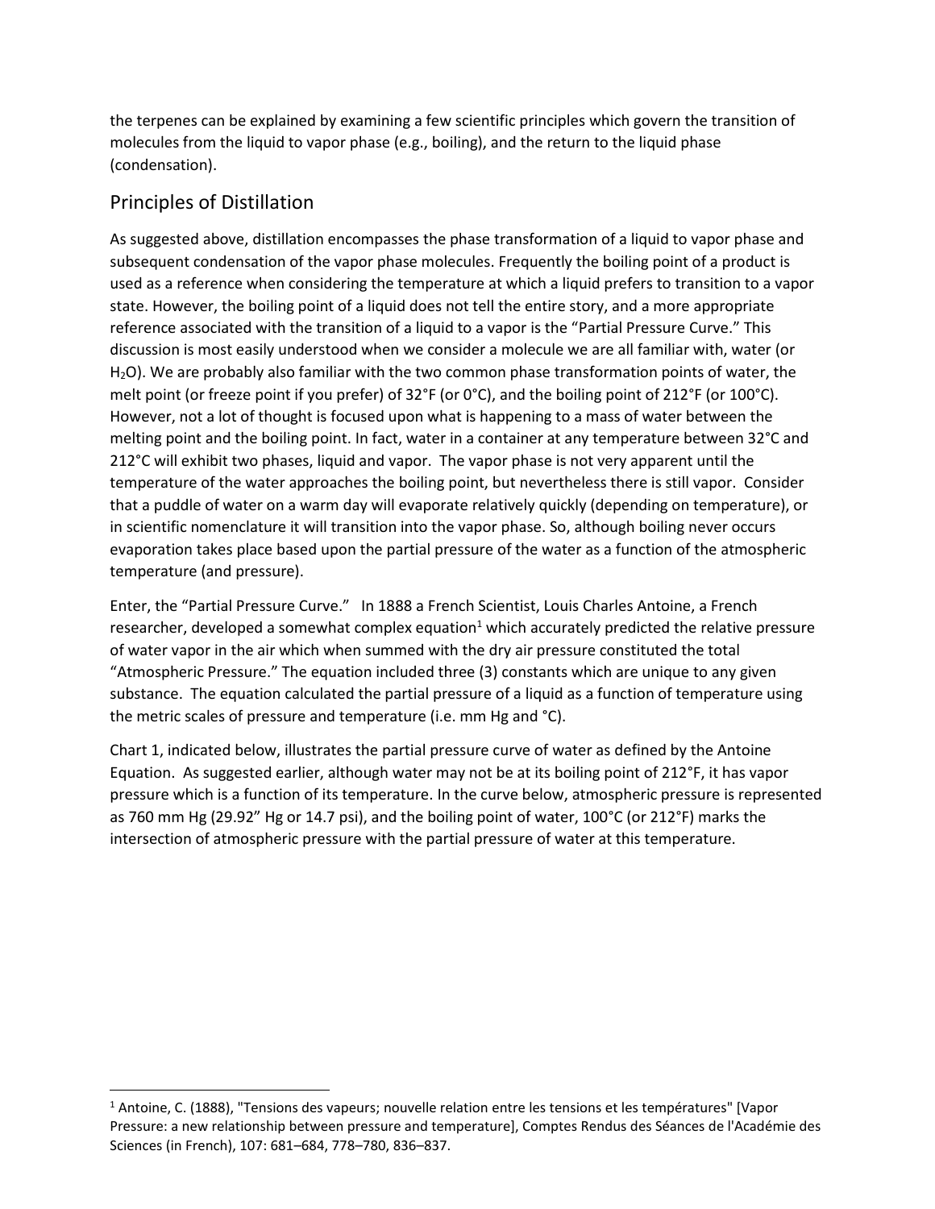the terpenes can be explained by examining a few scientific principles which govern the transition of molecules from the liquid to vapor phase (e.g., boiling), and the return to the liquid phase (condensation).

## Principles of Distillation

As suggested above, distillation encompasses the phase transformation of a liquid to vapor phase and subsequent condensation of the vapor phase molecules. Frequently the boiling point of a product is used as a reference when considering the temperature at which a liquid prefers to transition to a vapor state. However, the boiling point of a liquid does not tell the entire story, and a more appropriate reference associated with the transition of a liquid to a vapor is the "Partial Pressure Curve." This discussion is most easily understood when we consider a molecule we are all familiar with, water (or $H_2O$). We are probably also familiar with the two common phase transformation points of water, the melt point (or freeze point if you prefer) of 32°F (or 0°C), and the boiling point of 212°F (or 100°C). However, not a lot of thought is focused upon what is happening to a mass of water between the melting point and the boiling point. In fact, water in a container at any temperature between 32°C and 212°C will exhibit two phases, liquid and vapor. The vapor phase is not very apparent until the temperature of the water approaches the boiling point, but nevertheless there is still vapor. Consider that a puddle of water on a warm day will evaporate relatively quickly (depending on temperature), or in scientific nomenclature it will transition into the vapor phase. So, although boiling never occurs evaporation takes place based upon the partial pressure of the water as a function of the atmospheric temperature (and pressure).

Enter, the "Partial Pressure Curve." In 1888 a French Scientist, Louis Charles Antoine, a French researcher, developed a somewhat complex equation[1] which accurately predicted the relative pressure of water vapor in the air which when summed with the dry air pressure constituted the total "Atmospheric Pressure." The equation included three (3) constants which are unique to any given substance. The equation calculated the partial pressure of a liquid as a function of temperature using the metric scales of pressure and temperature (i.e. mm Hg and °C).

Chart 1, indicated below, illustrates the partial pressure curve of water as defined by the Antoine Equation. As suggested earlier, although water may not be at its boiling point of 212°F, it has vapor pressure which is a function of its temperature. In the curve below, atmospheric pressure is represented as 760 mm Hg (29.92" Hg or 14.7 psi), and the boiling point of water, 100°C (or 212°F) marks the intersection of atmospheric pressure with the partial pressure of water at this temperature.

[1] Antoine, C. (1888), "Tensions des vapeurs; nouvelle relation entre les tensions et les températures" [Vapor Pressure: a new relationship between pressure and temperature], Comptes Rendus des Séances de l'Académie des Sciences (in French), 107: 681–684, 778–780, 836–837.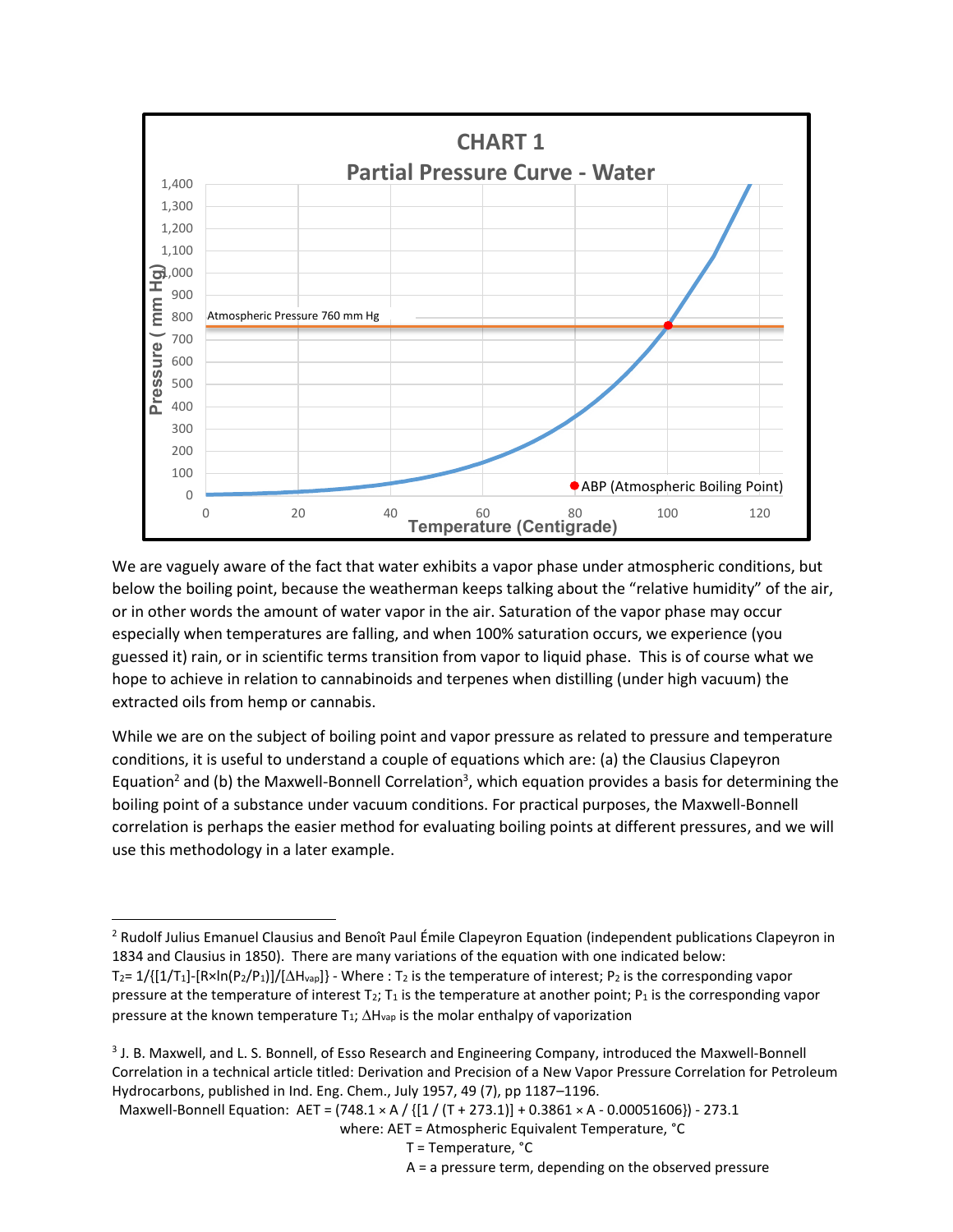We are vaguely aware of the fact that water exhibits a vapor phase under atmospheric conditions, but below the boiling point, because the weatherman keeps talking about the "relative humidity" of the air, or in other words the amount of water vapor in the air. Saturation of the vapor phase may occur especially when temperatures are falling, and when 100% saturation occurs, we experience (you guessed it) rain, or in scientific terms transition from vapor to liquid phase. This is of course what we hope to achieve in relation to cannabinoids and terpenes when distilling (under high vacuum) the extracted oils from hemp or cannabis.

While we are on the subject of boiling point and vapor pressure as related to pressure and temperature conditions, it is useful to understand a couple of equations which are: (a) the Clausius Clapeyron Equation[2] and (b) the Maxwell-Bonnell Correlation[3], which equation provides a basis for determining the boiling point of a substance under vacuum conditions. For practical purposes, the Maxwell-Bonnell correlation is perhaps the easier method for evaluating boiling points at different pressures, and we will use this methodology in a later example.

---

[2] Rudolf Julius Emanuel Clausius and Benoît Paul Émile Clapeyron Equation (independent publications Clapeyron in 1834 and Clausius in 1850). There are many variations of the equation with one indicated below: $T_2 = 1/\{[1/T_1]-[R \times \ln(P_2/P_1)]/[\Delta H_{vap}]\}$ - Where : $T_2$ is the temperature of interest; $P_2$ is the corresponding vapor pressure at the temperature of interest $T_2$; $T_1$ is the temperature at another point; $P_1$ is the corresponding vapor pressure at the known temperature $T_1$; $\Delta H_{vap}$ is the molar enthalpy of vaporization

[3] J. B. Maxwell, and L. S. Bonnell, of Esso Research and Engineering Company, introduced the Maxwell-Bonnell Correlation in a technical article titled: Derivation and Precision of a New Vapor Pressure Correlation for Petroleum Hydrocarbons, published in Ind. Eng. Chem., July 1957, 49 (7), pp 1187–1196.

Maxwell-Bonnell Equation: $AET = (748.1 \times A / \{[1 / (T + 273.1)] + 0.3861 \times A - 0.00051606\}) - 273.1$

where: AET = Atmospheric Equivalent Temperature, °C

T = Temperature, °C

A = a pressure term, depending on the observed pressure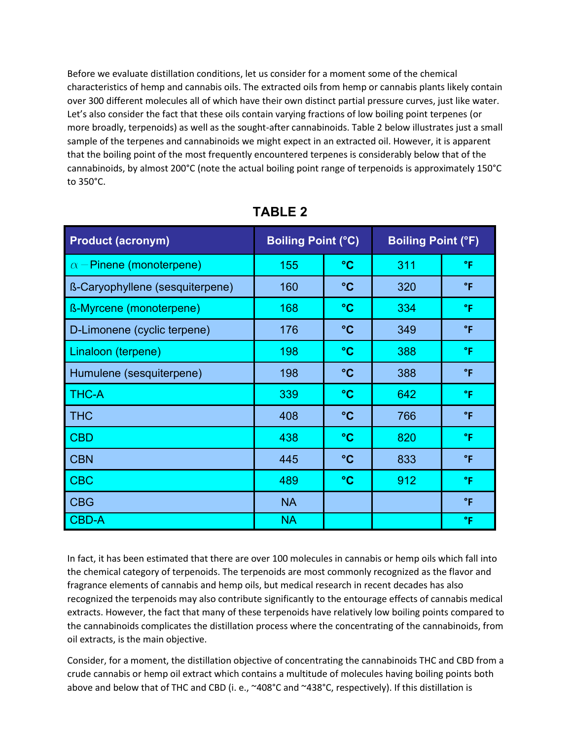Before we evaluate distillation conditions, let us consider for a moment some of the chemical characteristics of hemp and cannabis oils. The extracted oils from hemp or cannabis plants likely contain over 300 different molecules all of which have their own distinct partial pressure curves, just like water. Let's also consider the fact that these oils contain varying fractions of low boiling point terpenes (or more broadly, terpenoids) as well as the sought-after cannabinoids. Table 2 below illustrates just a small sample of the terpenes and cannabinoids we might expect in an extracted oil. However, it is apparent that the boiling point of the most frequently encountered terpenes is considerably below that of the cannabinoids, by almost 200°C (note the actual boiling point range of terpenoids is approximately 150°C to 350°C.

**TABLE 2**

| Product (acronym) | Boiling Point (°C) | | Boiling Point (°F) | |
|---|---|---|---|---|
| $\alpha-$Pinene (monoterpene) | 155 | °C | 311 | °F |
| ß-Caryophyllene (sesquiterpene) | 160 | °C | 320 | °F |
| ß-Myrcene (monoterpene) | 168 | °C | 334 | °F |
| D-Limonene (cyclic terpene) | 176 | °C | 349 | °F |
| Linaloon (terpene) | 198 | °C | 388 | °F |
| Humulene (sesquiterpene) | 198 | °C | 388 | °F |
| THC-A | 339 | °C | 642 | °F |
| THC | 408 | °C | 766 | °F |
| CBD | 438 | °C | 820 | °F |
| CBN | 445 | °C | 833 | °F |
| CBC | 489 | °C | 912 | °F |
| CBG | NA | | | °F |
| CBD-A | NA | | | °F |

In fact, it has been estimated that there are over 100 molecules in cannabis or hemp oils which fall into the chemical category of terpenoids. The terpenoids are most commonly recognized as the flavor and fragrance elements of cannabis and hemp oils, but medical research in recent decades has also recognized the terpenoids may also contribute significantly to the entourage effects of cannabis medical extracts. However, the fact that many of these terpenoids have relatively low boiling points compared to the cannabinoids complicates the distillation process where the concentrating of the cannabinoids, from oil extracts, is the main objective.

Consider, for a moment, the distillation objective of concentrating the cannabinoids THC and CBD from a crude cannabis or hemp oil extract which contains a multitude of molecules having boiling points both above and below that of THC and CBD (i. e., ~408°C and ~438°C, respectively). If this distillation is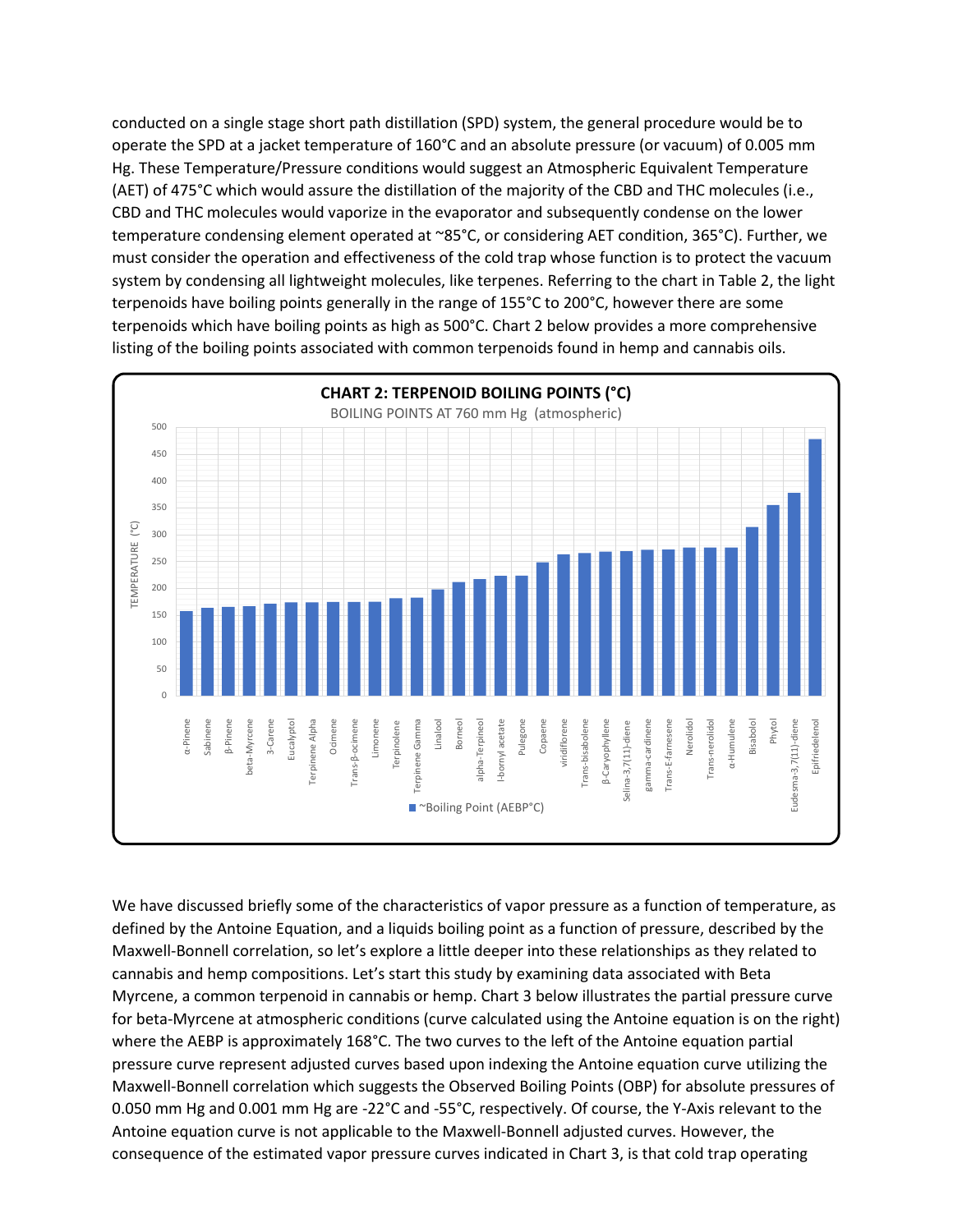conducted on a single stage short path distillation (SPD) system, the general procedure would be to operate the SPD at a jacket temperature of 160°C and an absolute pressure (or vacuum) of 0.005 mm Hg. These Temperature/Pressure conditions would suggest an Atmospheric Equivalent Temperature (AET) of 475°C which would assure the distillation of the majority of the CBD and THC molecules (i.e., CBD and THC molecules would vaporize in the evaporator and subsequently condense on the lower temperature condensing element operated at ~85°C, or considering AET condition, 365°C). Further, we must consider the operation and effectiveness of the cold trap whose function is to protect the vacuum system by condensing all lightweight molecules, like terpenes. Referring to the chart in Table 2, the light terpenoids have boiling points generally in the range of 155°C to 200°C, however there are some terpenoids which have boiling points as high as 500°C. Chart 2 below provides a more comprehensive listing of the boiling points associated with common terpenoids found in hemp and cannabis oils.

**CHART 2: TERPENOID BOILING POINTS (°C)**

BOILING POINTS AT 760 mm Hg (atmospheric)

We have discussed briefly some of the characteristics of vapor pressure as a function of temperature, as defined by the Antoine Equation, and a liquids boiling point as a function of pressure, described by the Maxwell-Bonnell correlation, so let's explore a little deeper into these relationships as they related to cannabis and hemp compositions. Let's start this study by examining data associated with Beta Myrcene, a common terpenoid in cannabis or hemp. Chart 3 below illustrates the partial pressure curve for beta-Myrcene at atmospheric conditions (curve calculated using the Antoine equation is on the right) where the AEBP is approximately 168°C. The two curves to the left of the Antoine equation partial pressure curve represent adjusted curves based upon indexing the Antoine equation curve utilizing the Maxwell-Bonnell correlation which suggests the Observed Boiling Points (OBP) for absolute pressures of 0.050 mm Hg and 0.001 mm Hg are -22°C and -55°C, respectively. Of course, the Y-Axis relevant to the Antoine equation curve is not applicable to the Maxwell-Bonnell adjusted curves. However, the consequence of the estimated vapor pressure curves indicated in Chart 3, is that cold trap operating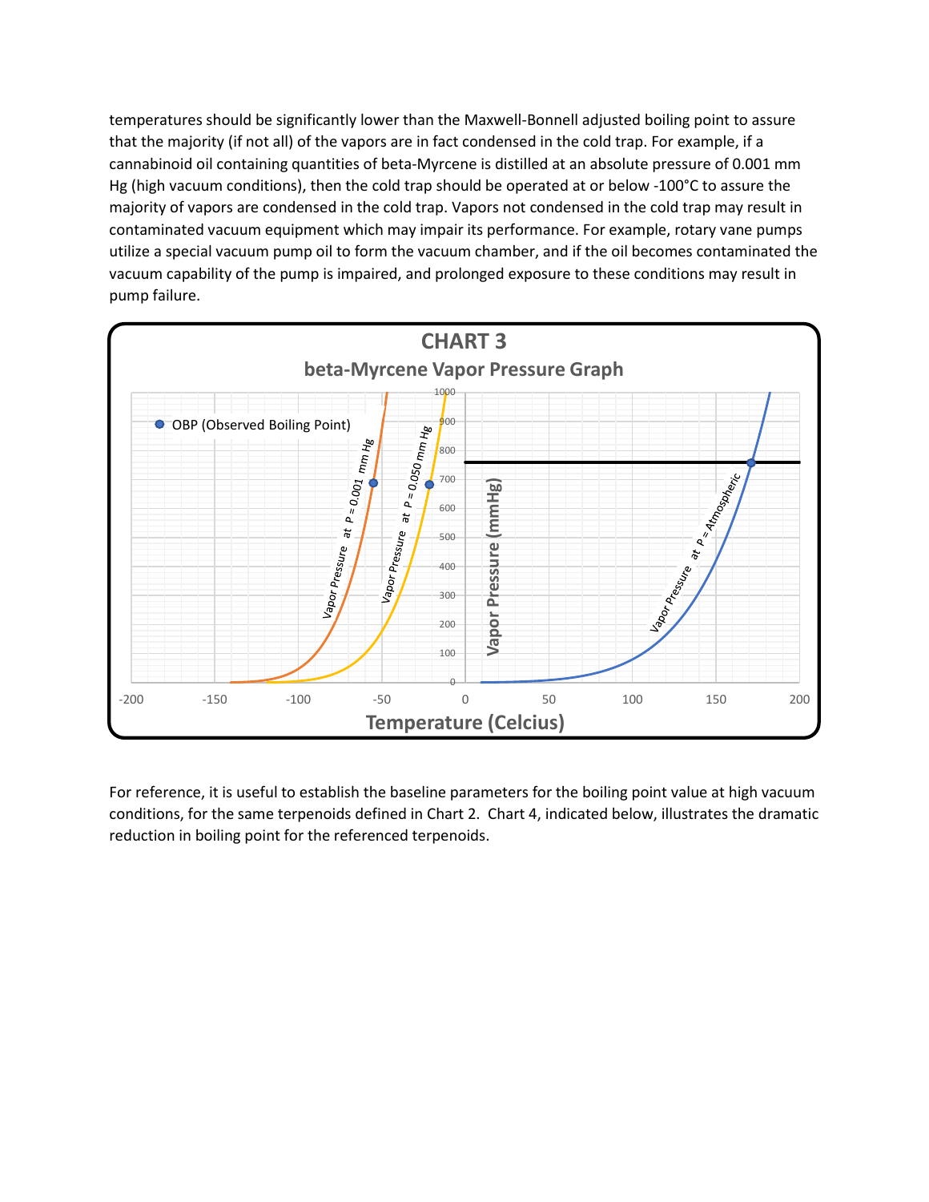temperatures should be significantly lower than the Maxwell-Bonnell adjusted boiling point to assure that the majority (if not all) of the vapors are in fact condensed in the cold trap. For example, if a cannabinoid oil containing quantities of beta-Myrcene is distilled at an absolute pressure of 0.001 mm Hg (high vacuum conditions), then the cold trap should be operated at or below -100°C to assure the majority of vapors are condensed in the cold trap. Vapors not condensed in the cold trap may result in contaminated vacuum equipment which may impair its performance. For example, rotary vane pumps utilize a special vacuum pump oil to form the vacuum chamber, and if the oil becomes contaminated the vacuum capability of the pump is impaired, and prolonged exposure to these conditions may result in pump failure.

**CHART 3**

**beta-Myrcene Vapor Pressure Graph**

For reference, it is useful to establish the baseline parameters for the boiling point value at high vacuum conditions, for the same terpenoids defined in Chart 2. Chart 4, indicated below, illustrates the dramatic reduction in boiling point for the referenced terpenoids.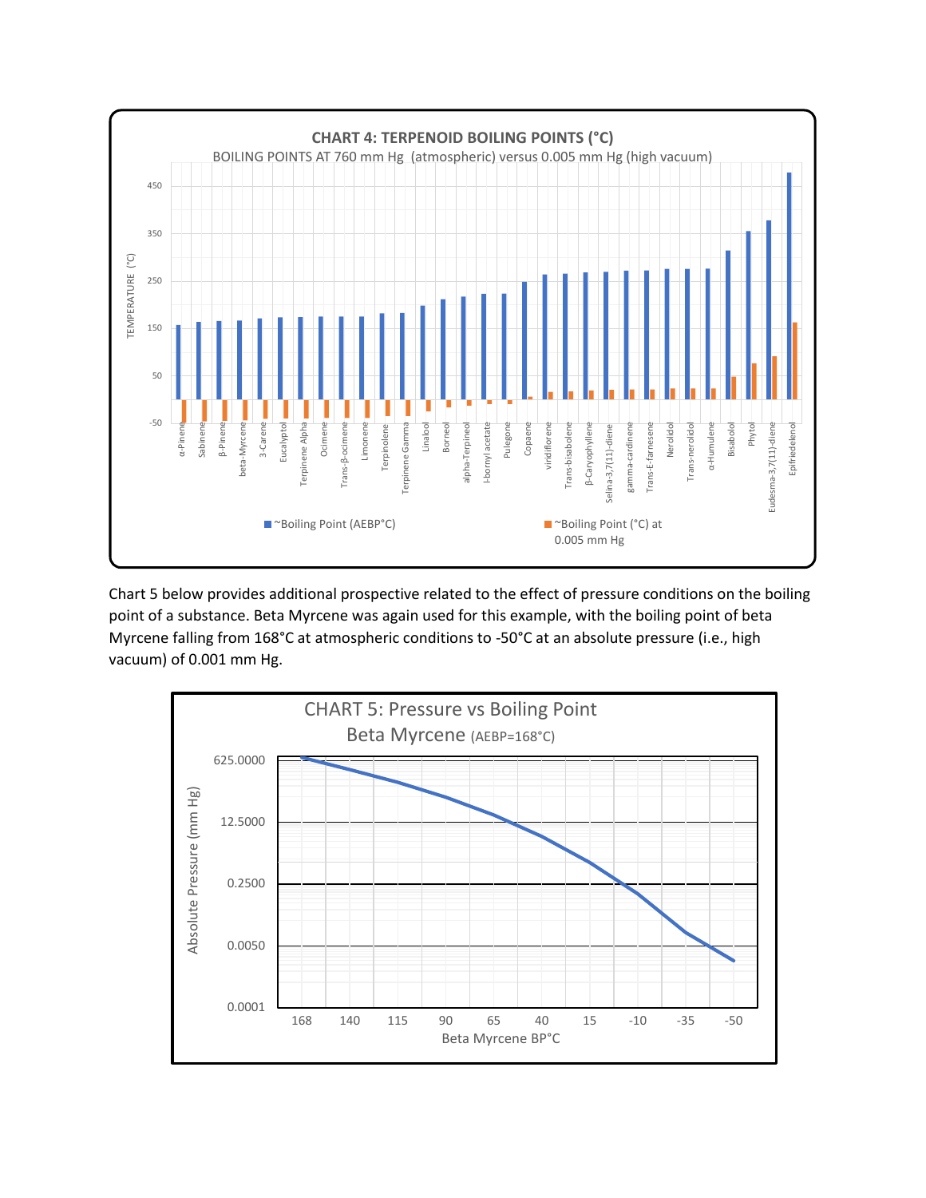**CHART 4: TERPENOID BOILING POINTS (°C)**

BOILING POINTS AT 760 mm Hg (atmospheric) versus 0.005 mm Hg (high vacuum)

Chart 5 below provides additional prospective related to the effect of pressure conditions on the boiling point of a substance. Beta Myrcene was again used for this example, with the boiling point of beta Myrcene falling from 168°C at atmospheric conditions to -50°C at an absolute pressure (i.e., high vacuum) of 0.001 mm Hg.

**CHART 5: Pressure vs Boiling Point**

Beta Myrcene (AEBP=168°C)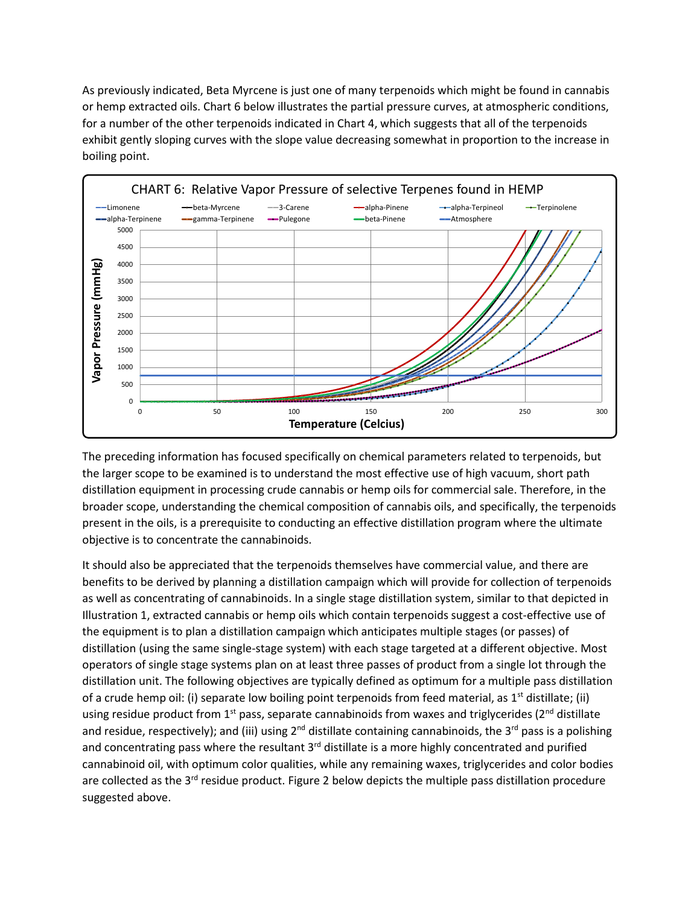As previously indicated, Beta Myrcene is just one of many terpenoids which might be found in cannabis or hemp extracted oils. Chart 6 below illustrates the partial pressure curves, at atmospheric conditions, for a number of the other terpenoids indicated in Chart 4, which suggests that all of the terpenoids exhibit gently sloping curves with the slope value decreasing somewhat in proportion to the increase in boiling point.

CHART 6: Relative Vapor Pressure of selective Terpenes found in HEMP

The preceding information has focused specifically on chemical parameters related to terpenoids, but the larger scope to be examined is to understand the most effective use of high vacuum, short path distillation equipment in processing crude cannabis or hemp oils for commercial sale. Therefore, in the broader scope, understanding the chemical composition of cannabis oils, and specifically, the terpenoids present in the oils, is a prerequisite to conducting an effective distillation program where the ultimate objective is to concentrate the cannabinoids.

It should also be appreciated that the terpenoids themselves have commercial value, and there are benefits to be derived by planning a distillation campaign which will provide for collection of terpenoids as well as concentrating of cannabinoids. In a single stage distillation system, similar to that depicted in Illustration 1, extracted cannabis or hemp oils which contain terpenoids suggest a cost-effective use of the equipment is to plan a distillation campaign which anticipates multiple stages (or passes) of distillation (using the same single-stage system) with each stage targeted at a different objective. Most operators of single stage systems plan on at least three passes of product from a single lot through the distillation unit. The following objectives are typically defined as optimum for a multiple pass distillation of a crude hemp oil: (i) separate low boiling point terpenoids from feed material, as 1st distillate; (ii) using residue product from 1st pass, separate cannabinoids from waxes and triglycerides (2nd distillate and residue, respectively); and (iii) using 2nd distillate containing cannabinoids, the 3rd pass is a polishing and concentrating pass where the resultant 3rd distillate is a more highly concentrated and purified cannabinoid oil, with optimum color qualities, while any remaining waxes, triglycerides and color bodies are collected as the 3rd residue product. Figure 2 below depicts the multiple pass distillation procedure suggested above.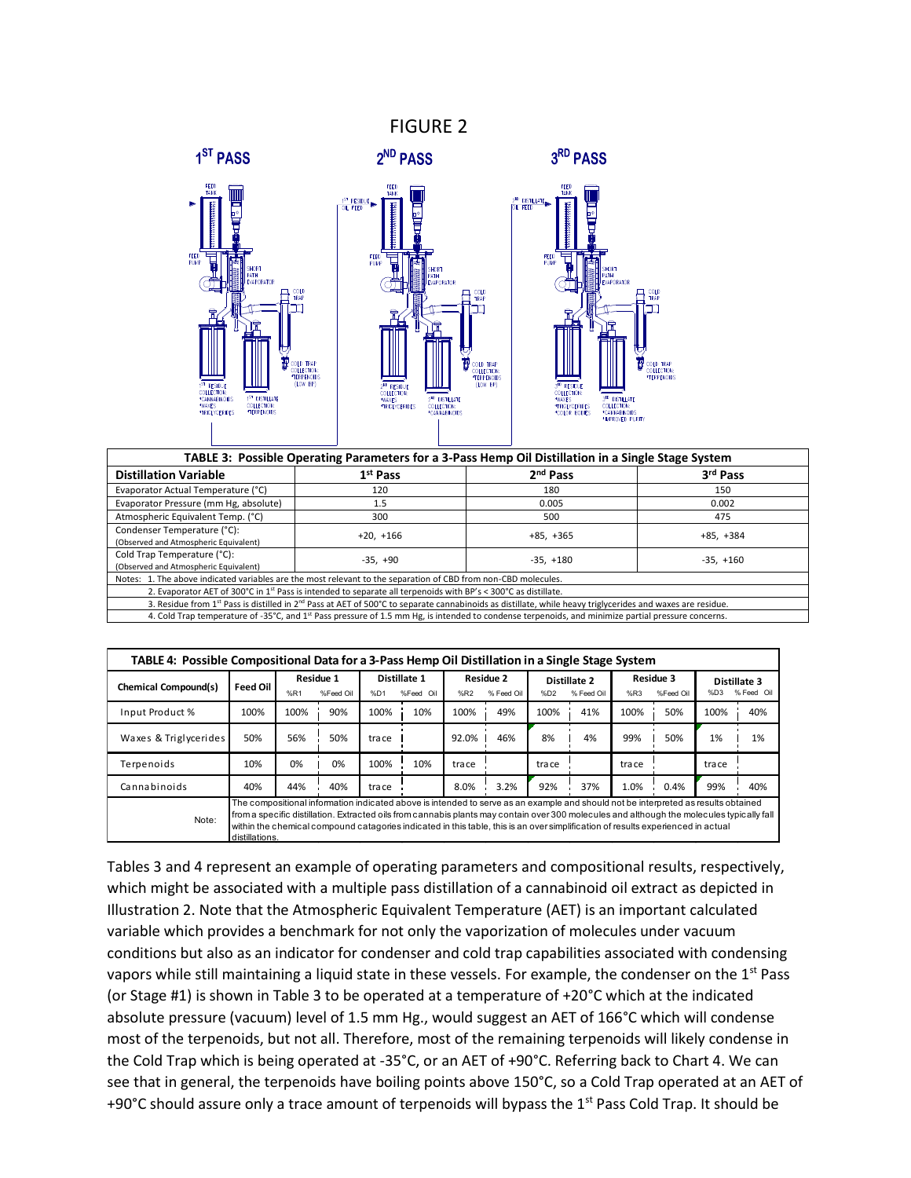FIGURE 2

1ST PASS | 2ND PASS | 3RD PASS

**TABLE 3: Possible Operating Parameters for a 3-Pass Hemp Oil Distillation in a Single Stage System**

| Distillation Variable | 1st Pass | 2nd Pass | 3rd Pass |
|---|---|---|---|
| Evaporator Actual Temperature (°C) | 120 | 180 | 150 |
| Evaporator Pressure (mm Hg, absolute) | 1.5 | 0.005 | 0.002 |
| Atmospheric Equivalent Temp. (°C) | 300 | 500 | 475 |
| Condenser Temperature (°C): (Observed and Atmospheric Equivalent) | +20, +166 | +85, +365 | +85, +384 |
| Cold Trap Temperature (°C): (Observed and Atmospheric Equivalent) | -35, +90 | -35, +180 | -35, +160 |

Notes: 1. The above indicated variables are the most relevant to the separation of CBD from non-CBD molecules.
2. Evaporator AET of 300°C in 1st Pass is intended to separate all terpenoids with BP's < 300°C as distillate.
3. Residue from 1st Pass is distilled in 2nd Pass at AET of 500°C to separate cannabinoids as distillate, while heavy triglycerides and waxes are residue.
4. Cold Trap temperature of -35°C, and 1st Pass pressure of 1.5 mm Hg, is intended to condense terpenoids, and minimize partial pressure concerns.

**TABLE 4: Possible Compositional Data for a 3-Pass Hemp Oil Distillation in a Single Stage System**

| Chemical Compound(s) | Feed Oil | Residue 1 | | Distillate 1 | | Residue 2 | | Distillate 2 | | Residue 3 | | Distillate 3 | |
|---|---|---|---|---|---|---|---|---|---|---|---|---|---|
| | | %R1 | %Feed Oil | %D1 | %Feed Oil | %R2 | % Feed Oil | %D2 | % Feed Oil | %R3 | %Feed Oil | %D3 | % Feed Oil |
| Input Product % | 100% | 100% | 90% | 100% | 10% | 100% | 49% | 100% | 41% | 100% | 50% | 100% | 40% |
| Waxes & Triglycerides | 50% | 56% | 50% | trace | | 92.0% | 46% | 8% | 4% | 99% | 50% | 1% | 1% |
| Terpenoids | 10% | 0% | 0% | 100% | 10% | trace | | trace | | trace | | trace | |
| Cannabinoids | 40% | 44% | 40% | trace | | 8.0% | 3.2% | 92% | 37% | 1.0% | 0.4% | 99% | 40% |

Note: The compositional information indicated above is intended to serve as an example and should not be interpreted as results obtained from a specific distillation. Extracted oils from cannabis plants may contain over 300 molecules and although the molecules typically fall within the chemical compound catagories indicated in this table, this is an over simplification of results experienced in actual distillations.

Tables 3 and 4 represent an example of operating parameters and compositional results, respectively, which might be associated with a multiple pass distillation of a cannabinoid oil extract as depicted in Illustration 2. Note that the Atmospheric Equivalent Temperature (AET) is an important calculated variable which provides a benchmark for not only the vaporization of molecules under vacuum conditions but also as an indicator for condenser and cold trap capabilities associated with condensing vapors while still maintaining a liquid state in these vessels. For example, the condenser on the 1st Pass (or Stage #1) is shown in Table 3 to be operated at a temperature of +20°C which at the indicated absolute pressure (vacuum) level of 1.5 mm Hg., would suggest an AET of 166°C which will condense most of the terpenoids, but not all. Therefore, most of the remaining terpenoids will likely condense in the Cold Trap which is being operated at -35°C, or an AET of +90°C. Referring back to Chart 4. We can see that in general, the terpenoids have boiling points above 150°C, so a Cold Trap operated at an AET of +90°C should assure only a trace amount of terpenoids will bypass the 1st Pass Cold Trap. It should be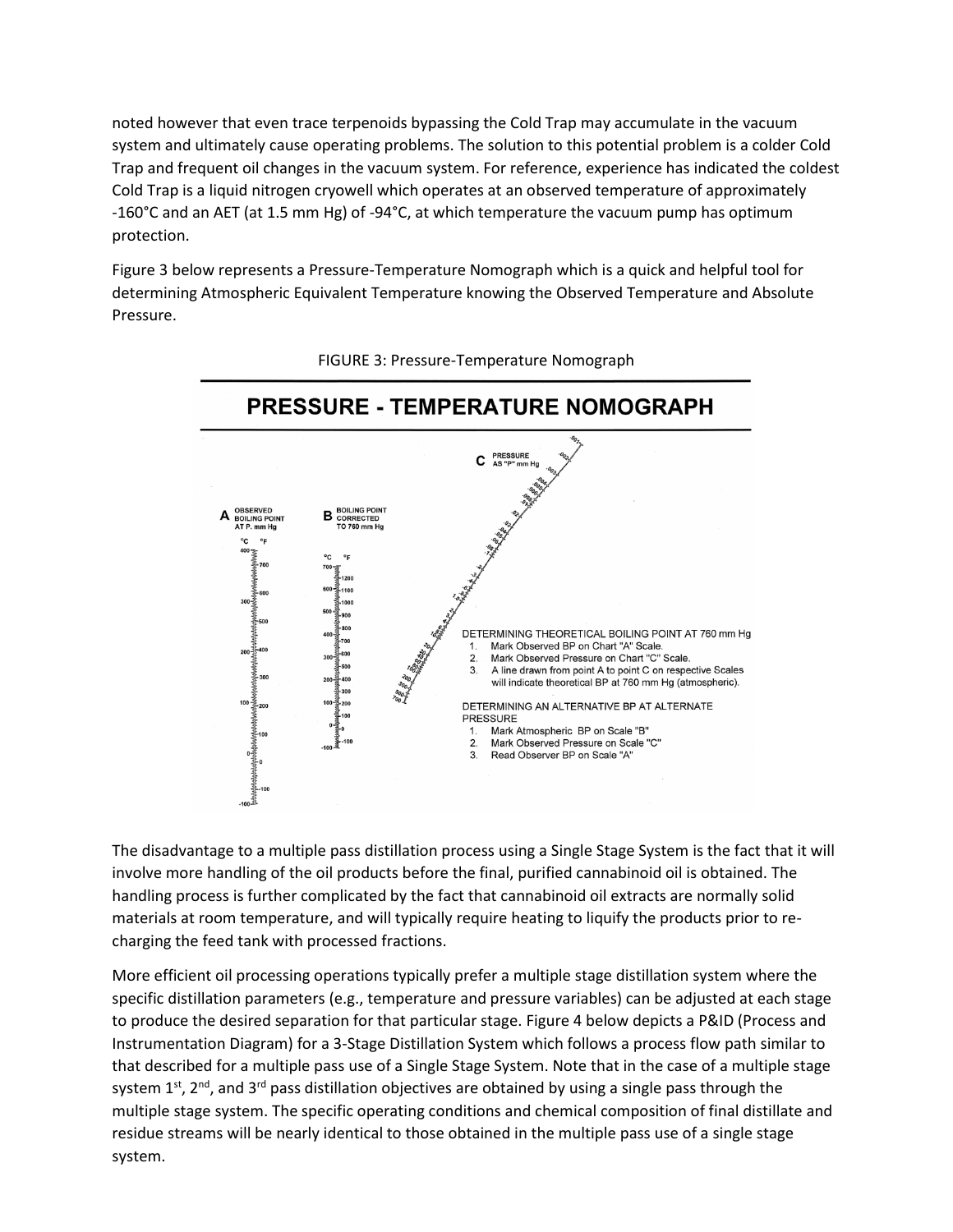noted however that even trace terpenoids bypassing the Cold Trap may accumulate in the vacuum system and ultimately cause operating problems. The solution to this potential problem is a colder Cold Trap and frequent oil changes in the vacuum system. For reference, experience has indicated the coldest Cold Trap is a liquid nitrogen cryowell which operates at an observed temperature of approximately -160°C and an AET (at 1.5 mm Hg) of -94°C, at which temperature the vacuum pump has optimum protection.

Figure 3 below represents a Pressure-Temperature Nomograph which is a quick and helpful tool for determining Atmospheric Equivalent Temperature knowing the Observed Temperature and Absolute Pressure.

FIGURE 3: Pressure-Temperature Nomograph

**PRESSURE - TEMPERATURE NOMOGRAPH**

A OBSERVED BOILING POINT AT P. mm Hg

B BOILING POINT CORRECTED TO 760 mm Hg

C PRESSURE AS "P" mm Hg

DETERMINING THEORETICAL BOILING POINT AT 760 mm Hg

1. Mark Observed BP on Chart "A" Scale.
2. Mark Observed Pressure on Chart "C" Scale.
3. A line drawn from point A to point C on respective Scales will indicate theoretical BP at 760 mm Hg (atmospheric).

DETERMINING AN ALTERNATIVE BP AT ALTERNATE PRESSURE

1. Mark Atmospheric BP on Scale "B"
2. Mark Observed Pressure on Scale "C"
3. Read Observer BP on Scale "A"

The disadvantage to a multiple pass distillation process using a Single Stage System is the fact that it will involve more handling of the oil products before the final, purified cannabinoid oil is obtained. The handling process is further complicated by the fact that cannabinoid oil extracts are normally solid materials at room temperature, and will typically require heating to liquify the products prior to re-charging the feed tank with processed fractions.

More efficient oil processing operations typically prefer a multiple stage distillation system where the specific distillation parameters (e.g., temperature and pressure variables) can be adjusted at each stage to produce the desired separation for that particular stage. Figure 4 below depicts a P&ID (Process and Instrumentation Diagram) for a 3-Stage Distillation System which follows a process flow path similar to that described for a multiple pass use of a Single Stage System. Note that in the case of a multiple stage system 1st, 2nd, and 3rd pass distillation objectives are obtained by using a single pass through the multiple stage system. The specific operating conditions and chemical composition of final distillate and residue streams will be nearly identical to those obtained in the multiple pass use of a single stage system.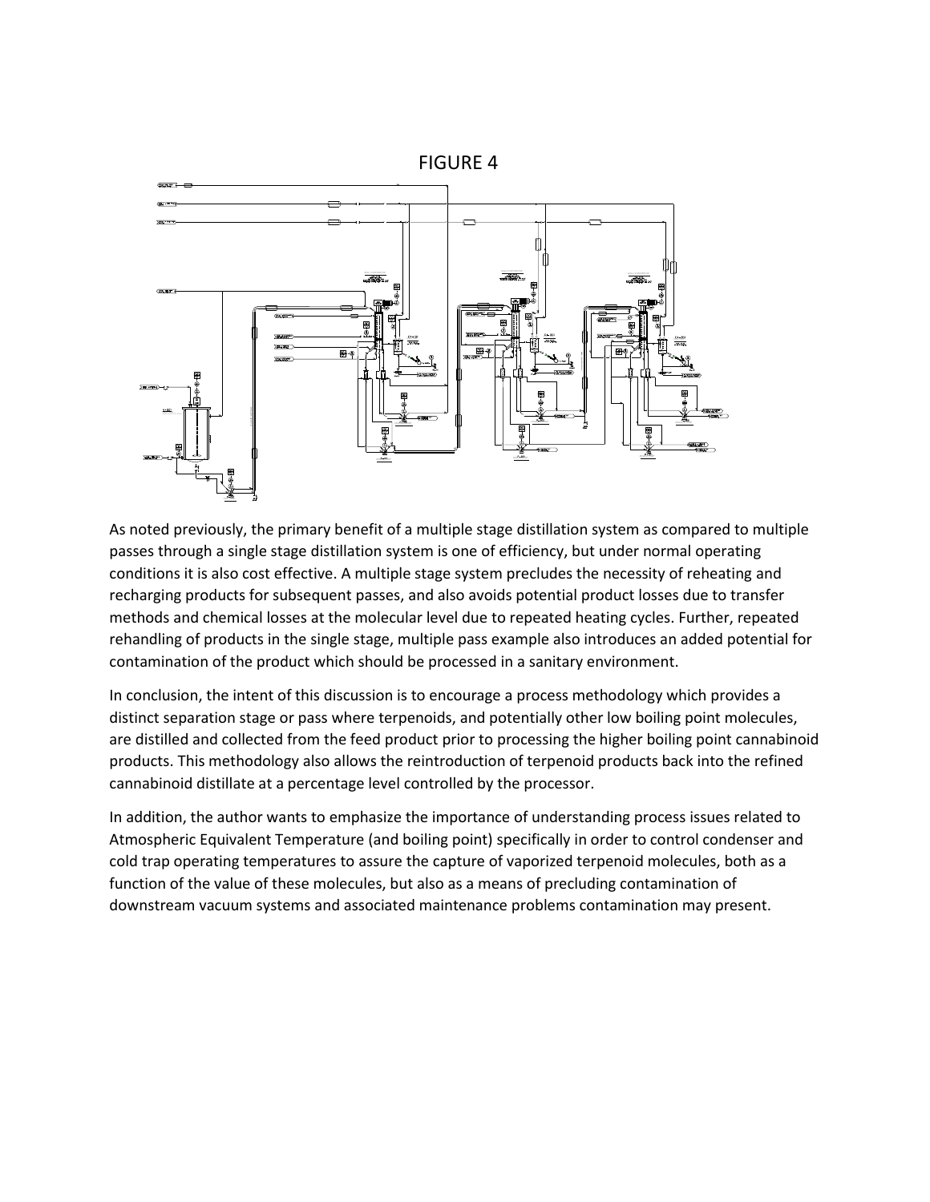FIGURE 4

As noted previously, the primary benefit of a multiple stage distillation system as compared to multiple passes through a single stage distillation system is one of efficiency, but under normal operating conditions it is also cost effective. A multiple stage system precludes the necessity of reheating and recharging products for subsequent passes, and also avoids potential product losses due to transfer methods and chemical losses at the molecular level due to repeated heating cycles. Further, repeated rehandling of products in the single stage, multiple pass example also introduces an added potential for contamination of the product which should be processed in a sanitary environment.

In conclusion, the intent of this discussion is to encourage a process methodology which provides a distinct separation stage or pass where terpenoids, and potentially other low boiling point molecules, are distilled and collected from the feed product prior to processing the higher boiling point cannabinoid products. This methodology also allows the reintroduction of terpenoid products back into the refined cannabinoid distillate at a percentage level controlled by the processor.

In addition, the author wants to emphasize the importance of understanding process issues related to Atmospheric Equivalent Temperature (and boiling point) specifically in order to control condenser and cold trap operating temperatures to assure the capture of vaporized terpenoid molecules, both as a function of the value of these molecules, but also as a means of precluding contamination of downstream vacuum systems and associated maintenance problems contamination may present.